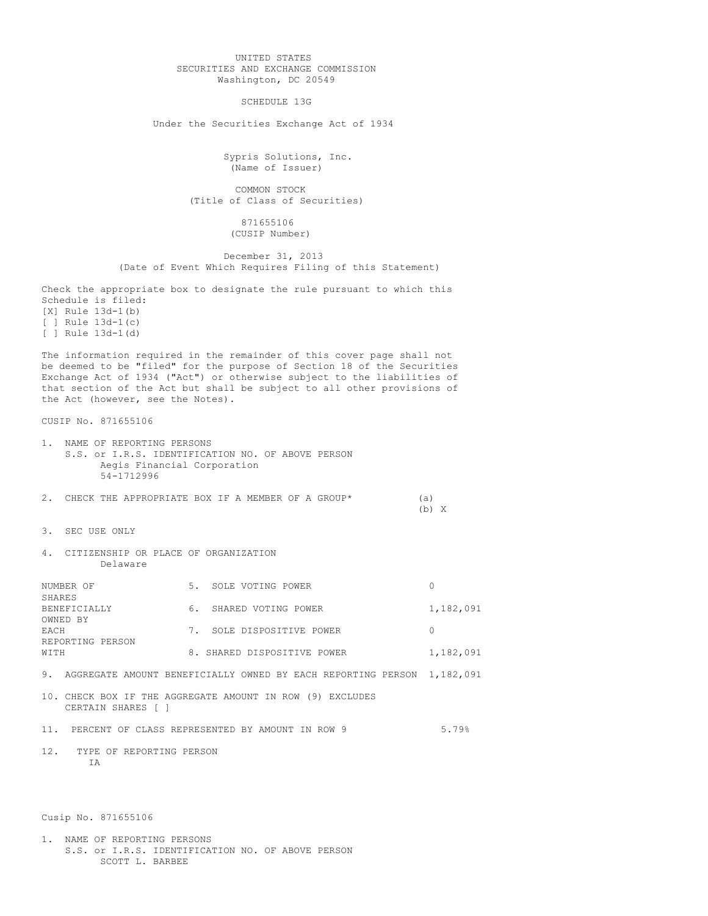UNITED STATES
SECURITIES AND EXCHANGE COMMISSION
Washington, DC 20549

SCHEDULE 13G

Under the Securities Exchange Act of 1934

Sypris Solutions, Inc.
(Name of Issuer)

COMMON STOCK
(Title of Class of Securities)

871655106
(CUSIP Number)

December 31, 2013
(Date of Event Which Requires Filing of this Statement)

Check the appropriate box to designate the rule pursuant to which this Schedule is filed:
[X] Rule 13d-1(b)
[ ] Rule 13d-1(c)
[ ] Rule 13d-1(d)

The information required in the remainder of this cover page shall not be deemed to be "filed" for the purpose of Section 18 of the Securities Exchange Act of 1934 ("Act") or otherwise subject to the liabilities of that section of the Act but shall be subject to all other provisions of the Act (however, see the Notes).

CUSIP No. 871655106

1. NAME OF REPORTING PERSONS
   S.S. or I.R.S. IDENTIFICATION NO. OF ABOVE PERSON
   Aegis Financial Corporation
   54-1712996

2. CHECK THE APPROPRIATE BOX IF A MEMBER OF A GROUP* (a)
   (b) X

3. SEC USE ONLY

4. CITIZENSHIP OR PLACE OF ORGANIZATION
   Delaware

| NUMBER OF SHARES BENEFICIALLY OWNED BY EACH REPORTING PERSON WITH | | |
|---|---|---|
| | 5. SOLE VOTING POWER | 0 |
| | 6. SHARED VOTING POWER | 1,182,091 |
| | 7. SOLE DISPOSITIVE POWER | 0 |
| | 8. SHARED DISPOSITIVE POWER | 1,182,091 |

9. AGGREGATE AMOUNT BENEFICIALLY OWNED BY EACH REPORTING PERSON 1,182,091

10. CHECK BOX IF THE AGGREGATE AMOUNT IN ROW (9) EXCLUDES CERTAIN SHARES [ ]

11. PERCENT OF CLASS REPRESENTED BY AMOUNT IN ROW 9 5.79%

12. TYPE OF REPORTING PERSON
    IA

Cusip No. 871655106

1. NAME OF REPORTING PERSONS
   S.S. or I.R.S. IDENTIFICATION NO. OF ABOVE PERSON
   SCOTT L. BARBEE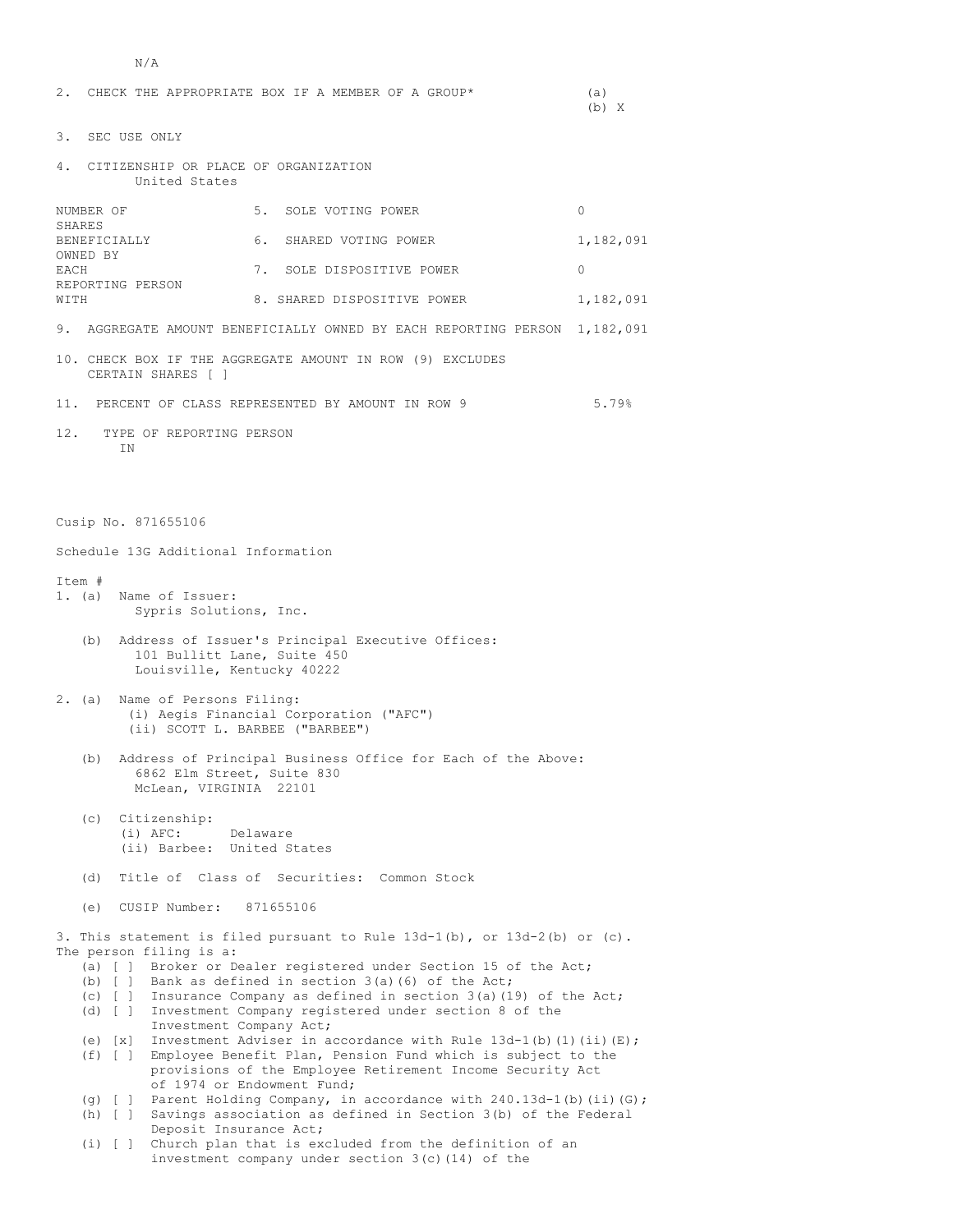N/A

2. CHECK THE APPROPRIATE BOX IF A MEMBER OF A GROUP* (a) (b) X

3. SEC USE ONLY

4. CITIZENSHIP OR PLACE OF ORGANIZATION
United States

| NUMBER OF SHARES BENEFICIALLY OWNED BY EACH REPORTING PERSON WITH | | |
|---|---|---|
| | 5. SOLE VOTING POWER | 0 |
| | 6. SHARED VOTING POWER | 1,182,091 |
| | 7. SOLE DISPOSITIVE POWER | 0 |
| | 8. SHARED DISPOSITIVE POWER | 1,182,091 |

9. AGGREGATE AMOUNT BENEFICIALLY OWNED BY EACH REPORTING PERSON 1,182,091

10. CHECK BOX IF THE AGGREGATE AMOUNT IN ROW (9) EXCLUDES CERTAIN SHARES [ ]

11. PERCENT OF CLASS REPRESENTED BY AMOUNT IN ROW 9 5.79%

12. TYPE OF REPORTING PERSON
IN

Cusip No. 871655106

Schedule 13G Additional Information

Item #

1. (a) Name of Issuer:
Sypris Solutions, Inc.

(b) Address of Issuer's Principal Executive Offices:
101 Bullitt Lane, Suite 450
Louisville, Kentucky 40222

2. (a) Name of Persons Filing:
(i) Aegis Financial Corporation ("AFC")
(ii) SCOTT L. BARBEE ("BARBEE")

(b) Address of Principal Business Office for Each of the Above:
6862 Elm Street, Suite 830
McLean, VIRGINIA 22101

(c) Citizenship:
(i) AFC: Delaware
(ii) Barbee: United States

(d) Title of Class of Securities: Common Stock

(e) CUSIP Number: 871655106

3. This statement is filed pursuant to Rule 13d-1(b), or 13d-2(b) or (c). The person filing is a:

(a) [ ] Broker or Dealer registered under Section 15 of the Act;
(b) [ ] Bank as defined in section 3(a)(6) of the Act;
(c) [ ] Insurance Company as defined in section 3(a)(19) of the Act;
(d) [ ] Investment Company registered under section 8 of the Investment Company Act;
(e) [x] Investment Adviser in accordance with Rule 13d-1(b)(1)(ii)(E);
(f) [ ] Employee Benefit Plan, Pension Fund which is subject to the provisions of the Employee Retirement Income Security Act of 1974 or Endowment Fund;
(g) [ ] Parent Holding Company, in accordance with 240.13d-1(b)(ii)(G);
(h) [ ] Savings association as defined in Section 3(b) of the Federal Deposit Insurance Act;
(i) [ ] Church plan that is excluded from the definition of an investment company under section 3(c)(14) of the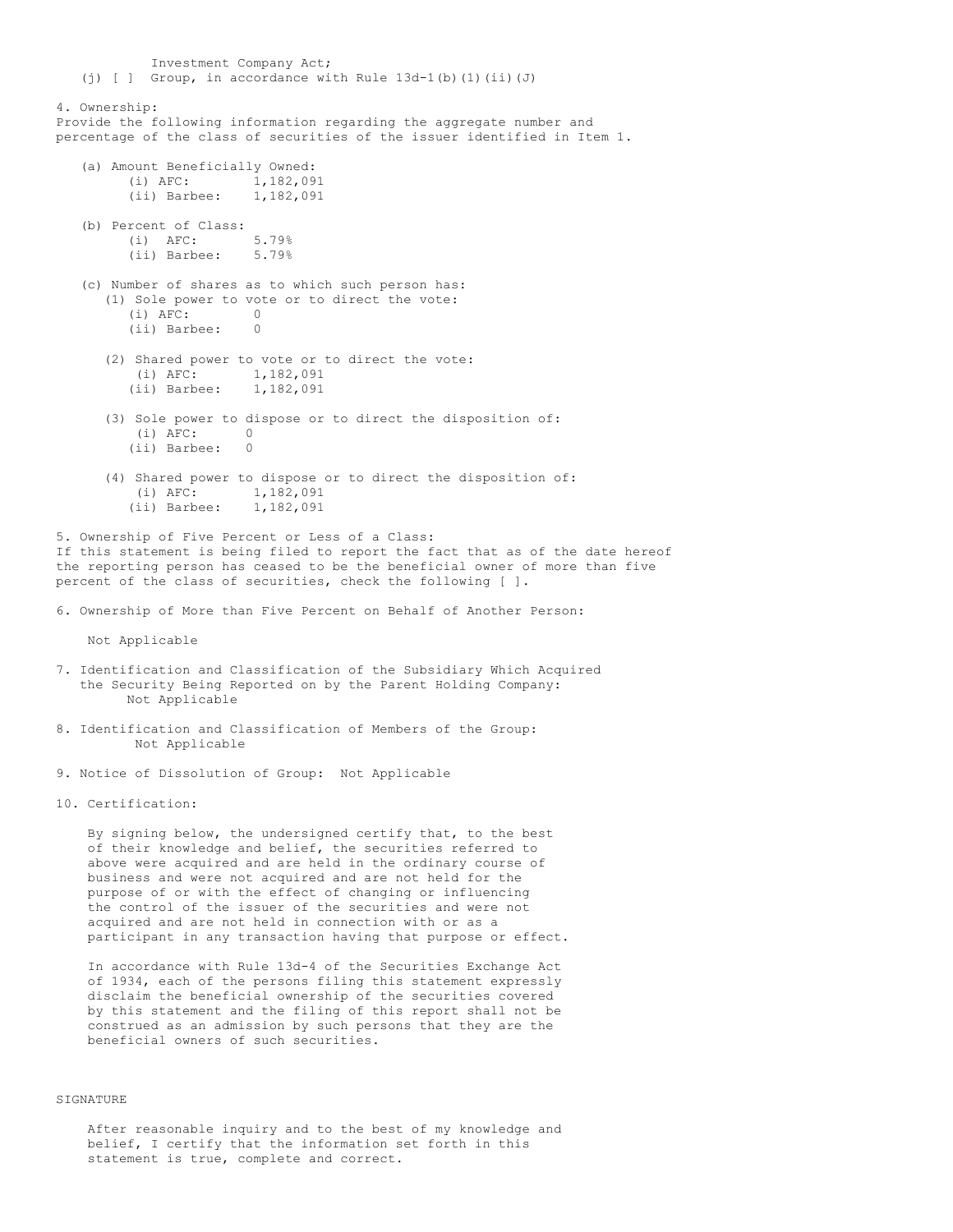Investment Company Act;

(j) [ ] Group, in accordance with Rule 13d-1(b)(1)(ii)(J)

4. Ownership:
Provide the following information regarding the aggregate number and percentage of the class of securities of the issuer identified in Item 1.

(a) Amount Beneficially Owned:
 (i) AFC: 1,182,091
 (ii) Barbee: 1,182,091

(b) Percent of Class:
 (i) AFC: 5.79%
 (ii) Barbee: 5.79%

(c) Number of shares as to which such person has:

(1) Sole power to vote or to direct the vote:
 (i) AFC: 0
 (ii) Barbee: 0

(2) Shared power to vote or to direct the vote:
 (i) AFC: 1,182,091
 (ii) Barbee: 1,182,091

(3) Sole power to dispose or to direct the disposition of:
 (i) AFC: 0
 (ii) Barbee: 0

(4) Shared power to dispose or to direct the disposition of:
 (i) AFC: 1,182,091
 (ii) Barbee: 1,182,091

5. Ownership of Five Percent or Less of a Class:
If this statement is being filed to report the fact that as of the date hereof the reporting person has ceased to be the beneficial owner of more than five percent of the class of securities, check the following [ ].

6. Ownership of More than Five Percent on Behalf of Another Person:

Not Applicable

7. Identification and Classification of the Subsidiary Which Acquired the Security Being Reported on by the Parent Holding Company:
Not Applicable

8. Identification and Classification of Members of the Group:
Not Applicable

9. Notice of Dissolution of Group: Not Applicable

10. Certification:

By signing below, the undersigned certify that, to the best of their knowledge and belief, the securities referred to above were acquired and are held in the ordinary course of business and were not acquired and are not held for the purpose of or with the effect of changing or influencing the control of the issuer of the securities and were not acquired and are not held in connection with or as a participant in any transaction having that purpose or effect.

In accordance with Rule 13d-4 of the Securities Exchange Act of 1934, each of the persons filing this statement expressly disclaim the beneficial ownership of the securities covered by this statement and the filing of this report shall not be construed as an admission by such persons that they are the beneficial owners of such securities.

SIGNATURE

After reasonable inquiry and to the best of my knowledge and belief, I certify that the information set forth in this statement is true, complete and correct.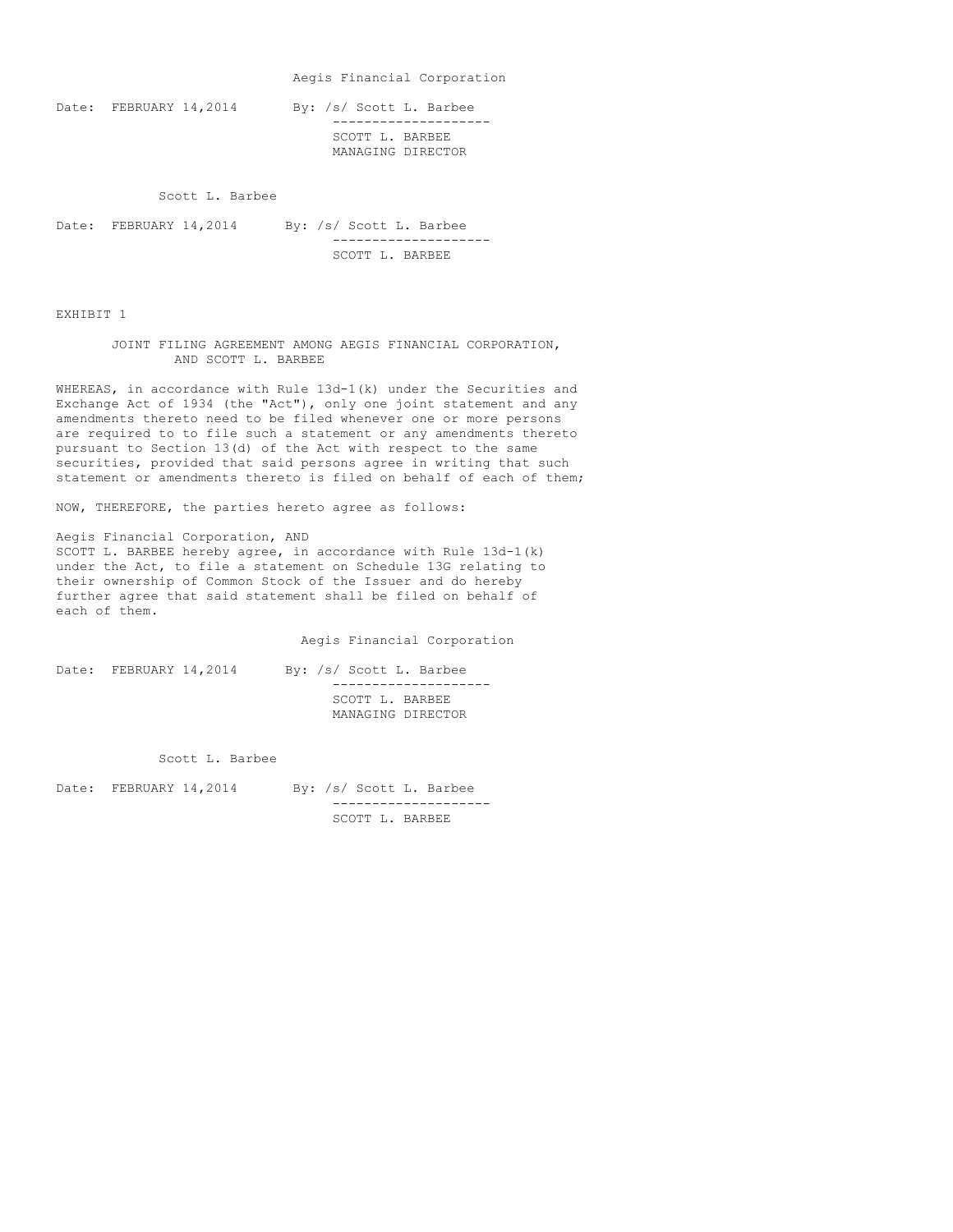Aegis Financial Corporation

Date: FEBRUARY 14,2014 By: /s/ Scott L. Barbee

--------------------

SCOTT L. BARBEE
MANAGING DIRECTOR

Scott L. Barbee

Date: FEBRUARY 14,2014 By: /s/ Scott L. Barbee

--------------------

SCOTT L. BARBEE

EXHIBIT 1

JOINT FILING AGREEMENT AMONG AEGIS FINANCIAL CORPORATION, AND SCOTT L. BARBEE

WHEREAS, in accordance with Rule 13d-1(k) under the Securities and Exchange Act of 1934 (the "Act"), only one joint statement and any amendments thereto need to be filed whenever one or more persons are required to to file such a statement or any amendments thereto pursuant to Section 13(d) of the Act with respect to the same securities, provided that said persons agree in writing that such statement or amendments thereto is filed on behalf of each of them;

NOW, THEREFORE, the parties hereto agree as follows:

Aegis Financial Corporation, AND
SCOTT L. BARBEE hereby agree, in accordance with Rule 13d-1(k) under the Act, to file a statement on Schedule 13G relating to their ownership of Common Stock of the Issuer and do hereby further agree that said statement shall be filed on behalf of each of them.

Aegis Financial Corporation

Date: FEBRUARY 14,2014 By: /s/ Scott L. Barbee

--------------------

SCOTT L. BARBEE
MANAGING DIRECTOR

Scott L. Barbee

Date: FEBRUARY 14,2014 By: /s/ Scott L. Barbee

--------------------

SCOTT L. BARBEE